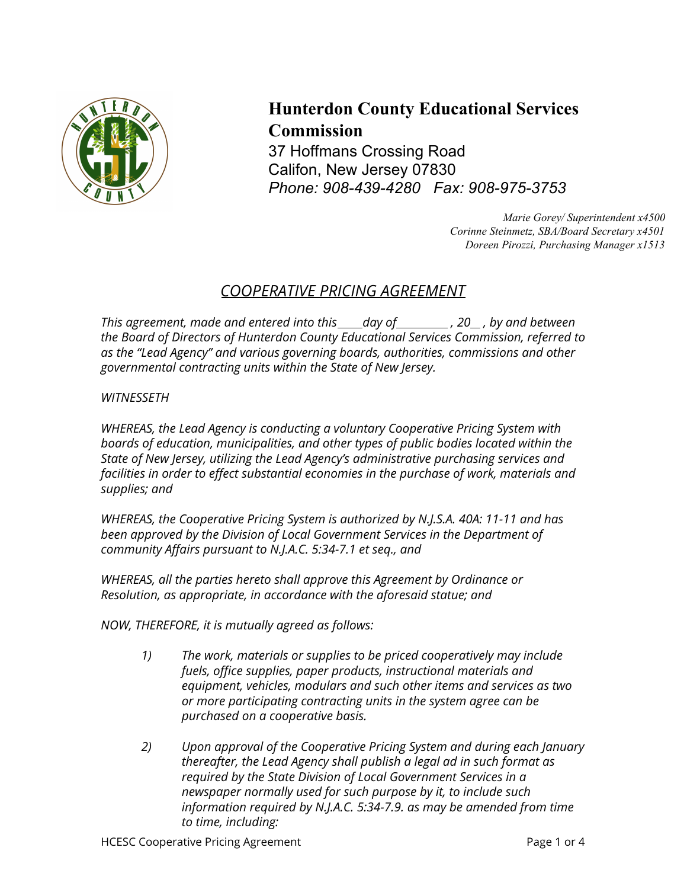# Hunterdon County Educational Services Commission

37 Hoffmans Crossing Road
Califon, New Jersey 07830
*Phone: 908-439-4280   Fax: 908-975-3753*

*Marie Gorey/ Superintendent x4500*
*Corinne Steinmetz, SBA/Board Secretary x4501*
*Doreen Pirozzi, Purchasing Manager x1513*

## *COOPERATIVE PRICING AGREEMENT*

*This agreement, made and entered into this ____day of_________ , 20__ , by and between the Board of Directors of Hunterdon County Educational Services Commission, referred to as the "Lead Agency" and various governing boards, authorities, commissions and other governmental contracting units within the State of New Jersey.*

*WITNESSETH*

*WHEREAS, the Lead Agency is conducting a voluntary Cooperative Pricing System with boards of education, municipalities, and other types of public bodies located within the State of New Jersey, utilizing the Lead Agency's administrative purchasing services and facilities in order to effect substantial economies in the purchase of work, materials and supplies; and*

*WHEREAS, the Cooperative Pricing System is authorized by N.J.S.A. 40A: 11-11 and has been approved by the Division of Local Government Services in the Department of community Affairs pursuant to N.J.A.C. 5:34-7.1 et seq., and*

*WHEREAS, all the parties hereto shall approve this Agreement by Ordinance or Resolution, as appropriate, in accordance with the aforesaid statue; and*

*NOW, THEREFORE, it is mutually agreed as follows:*

1) *The work, materials or supplies to be priced cooperatively may include fuels, office supplies, paper products, instructional materials and equipment, vehicles, modulars and such other items and services as two or more participating contracting units in the system agree can be purchased on a cooperative basis.*

2) *Upon approval of the Cooperative Pricing System and during each January thereafter, the Lead Agency shall publish a legal ad in such format as required by the State Division of Local Government Services in a newspaper normally used for such purpose by it, to include such information required by N.J.A.C. 5:34-7.9. as may be amended from time to time, including:*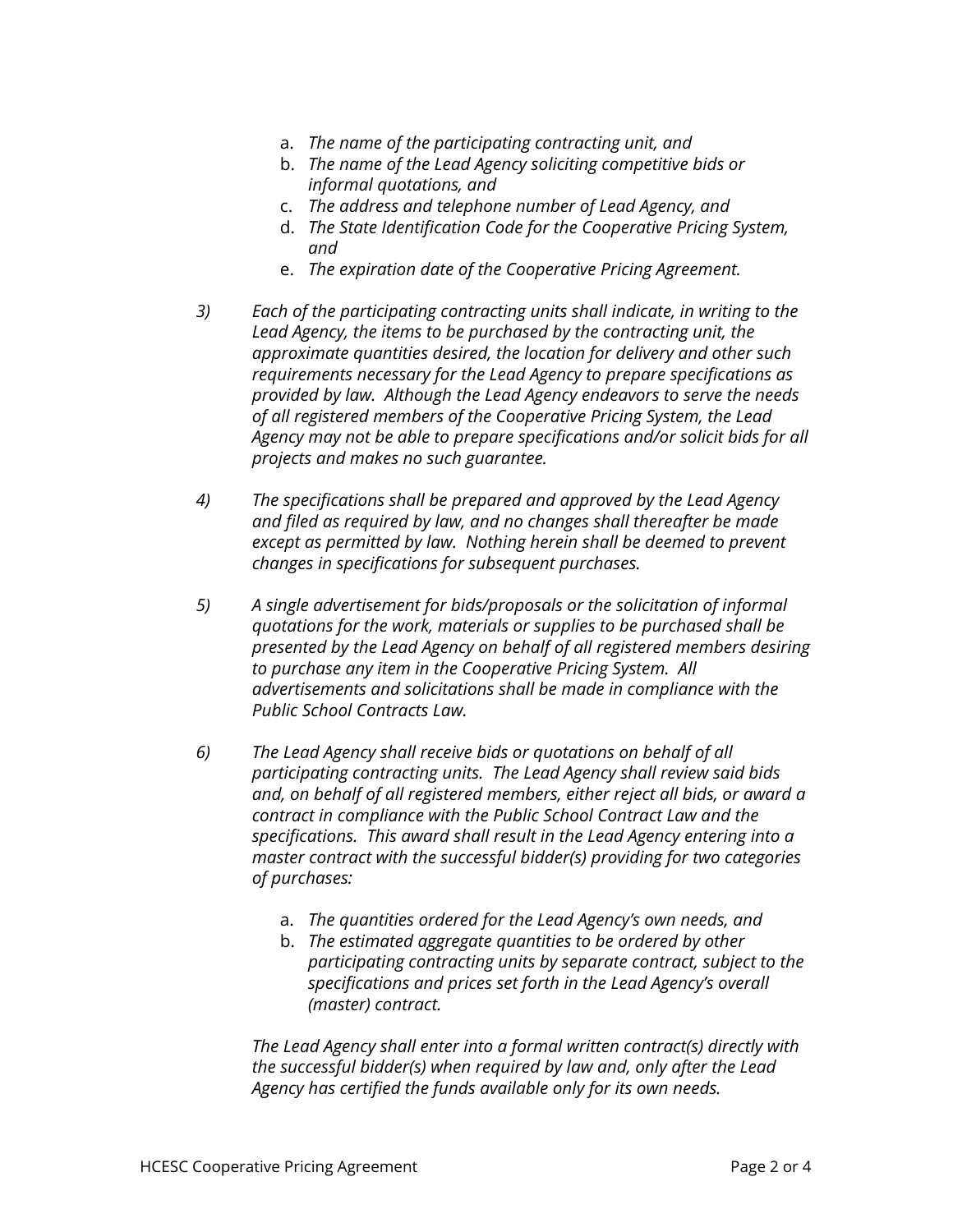a. *The name of the participating contracting unit, and*
b. *The name of the Lead Agency soliciting competitive bids or informal quotations, and*
c. *The address and telephone number of Lead Agency, and*
d. *The State Identification Code for the Cooperative Pricing System, and*
e. *The expiration date of the Cooperative Pricing Agreement.*

*3)* *Each of the participating contracting units shall indicate, in writing to the Lead Agency, the items to be purchased by the contracting unit, the approximate quantities desired, the location for delivery and other such requirements necessary for the Lead Agency to prepare specifications as provided by law. Although the Lead Agency endeavors to serve the needs of all registered members of the Cooperative Pricing System, the Lead Agency may not be able to prepare specifications and/or solicit bids for all projects and makes no such guarantee.*

*4)* *The specifications shall be prepared and approved by the Lead Agency and filed as required by law, and no changes shall thereafter be made except as permitted by law. Nothing herein shall be deemed to prevent changes in specifications for subsequent purchases.*

*5)* *A single advertisement for bids/proposals or the solicitation of informal quotations for the work, materials or supplies to be purchased shall be presented by the Lead Agency on behalf of all registered members desiring to purchase any item in the Cooperative Pricing System. All advertisements and solicitations shall be made in compliance with the Public School Contracts Law.*

*6)* *The Lead Agency shall receive bids or quotations on behalf of all participating contracting units. The Lead Agency shall review said bids and, on behalf of all registered members, either reject all bids, or award a contract in compliance with the Public School Contract Law and the specifications. This award shall result in the Lead Agency entering into a master contract with the successful bidder(s) providing for two categories of purchases:*

a. *The quantities ordered for the Lead Agency's own needs, and*
b. *The estimated aggregate quantities to be ordered by other participating contracting units by separate contract, subject to the specifications and prices set forth in the Lead Agency's overall (master) contract.*

*The Lead Agency shall enter into a formal written contract(s) directly with the successful bidder(s) when required by law and, only after the Lead Agency has certified the funds available only for its own needs.*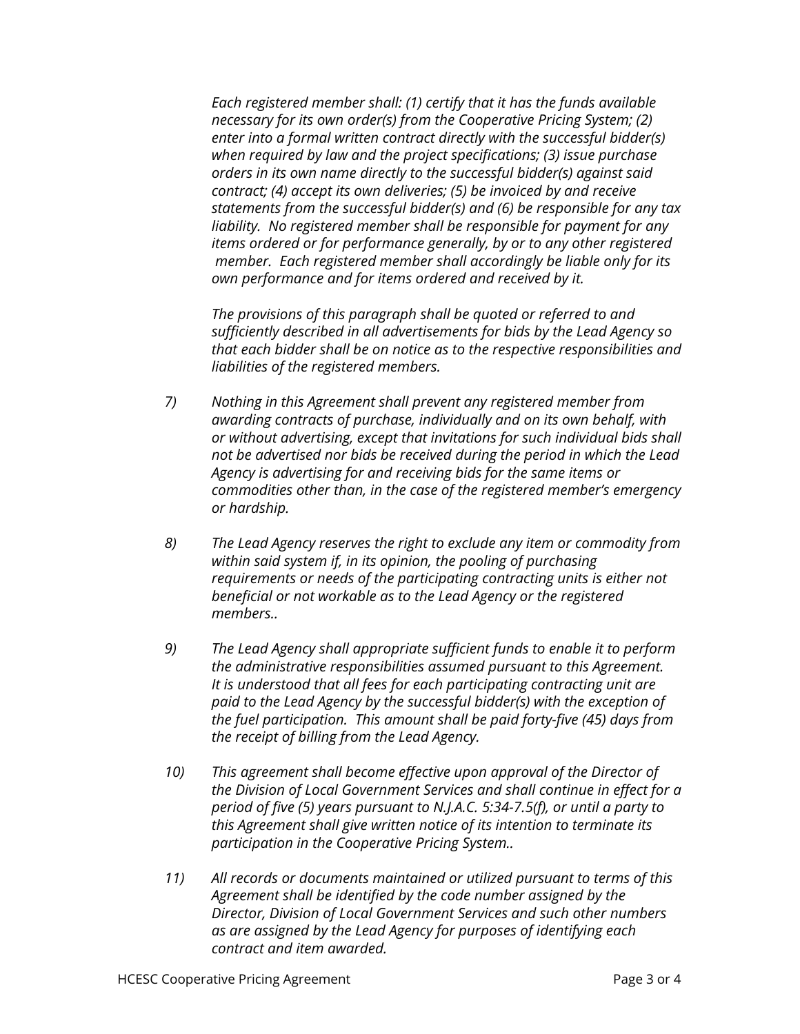*Each registered member shall: (1) certify that it has the funds available necessary for its own order(s) from the Cooperative Pricing System; (2) enter into a formal written contract directly with the successful bidder(s) when required by law and the project specifications; (3) issue purchase orders in its own name directly to the successful bidder(s) against said contract; (4) accept its own deliveries; (5) be invoiced by and receive statements from the successful bidder(s) and (6) be responsible for any tax liability. No registered member shall be responsible for payment for any items ordered or for performance generally, by or to any other registered member. Each registered member shall accordingly be liable only for its own performance and for items ordered and received by it.*

*The provisions of this paragraph shall be quoted or referred to and sufficiently described in all advertisements for bids by the Lead Agency so that each bidder shall be on notice as to the respective responsibilities and liabilities of the registered members.*

7) *Nothing in this Agreement shall prevent any registered member from awarding contracts of purchase, individually and on its own behalf, with or without advertising, except that invitations for such individual bids shall not be advertised nor bids be received during the period in which the Lead Agency is advertising for and receiving bids for the same items or commodities other than, in the case of the registered member's emergency or hardship.*

8) *The Lead Agency reserves the right to exclude any item or commodity from within said system if, in its opinion, the pooling of purchasing requirements or needs of the participating contracting units is either not beneficial or not workable as to the Lead Agency or the registered members..*

9) *The Lead Agency shall appropriate sufficient funds to enable it to perform the administrative responsibilities assumed pursuant to this Agreement. It is understood that all fees for each participating contracting unit are paid to the Lead Agency by the successful bidder(s) with the exception of the fuel participation. This amount shall be paid forty-five (45) days from the receipt of billing from the Lead Agency.*

10) *This agreement shall become effective upon approval of the Director of the Division of Local Government Services and shall continue in effect for a period of five (5) years pursuant to N.J.A.C. 5:34-7.5(f), or until a party to this Agreement shall give written notice of its intention to terminate its participation in the Cooperative Pricing System..*

11) *All records or documents maintained or utilized pursuant to terms of this Agreement shall be identified by the code number assigned by the Director, Division of Local Government Services and such other numbers as are assigned by the Lead Agency for purposes of identifying each contract and item awarded.*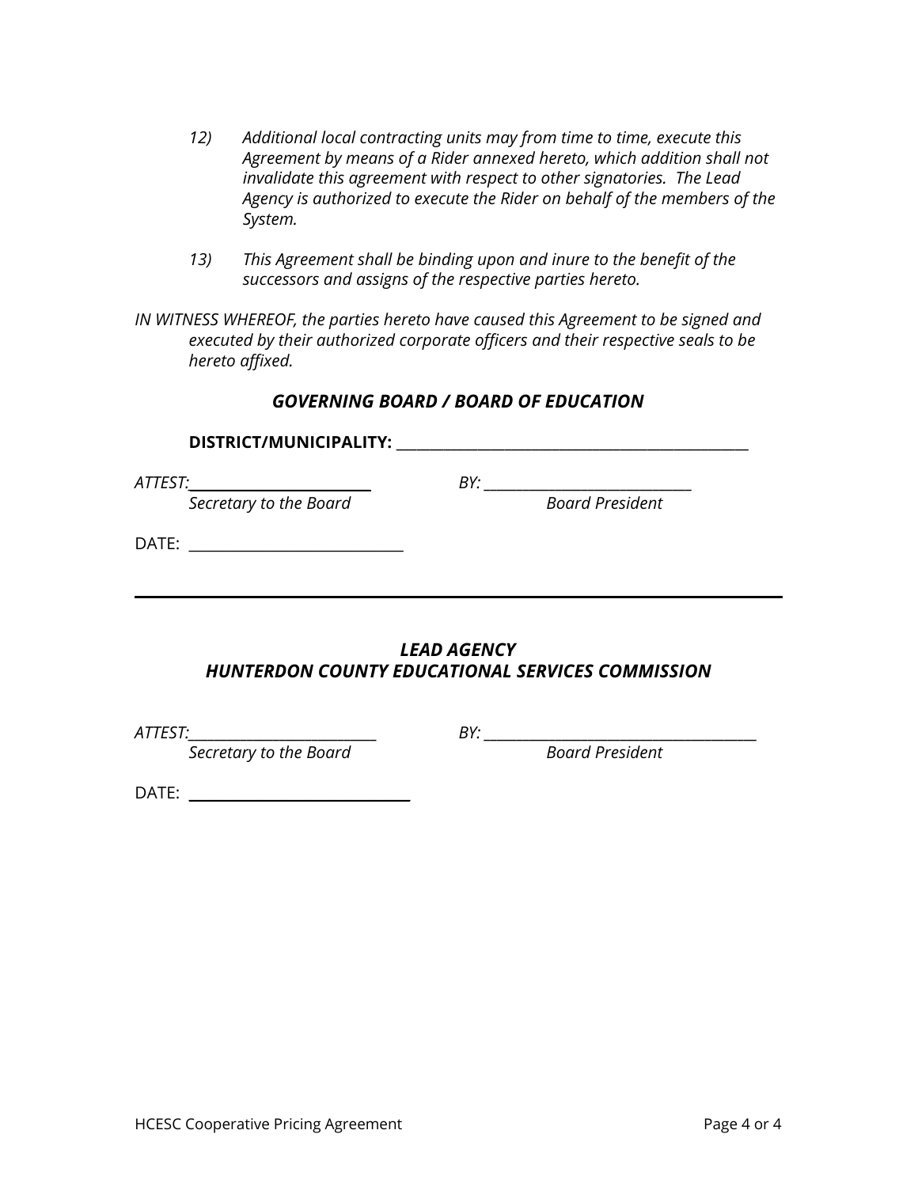*12) Additional local contracting units may from time to time, execute this Agreement by means of a Rider annexed hereto, which addition shall not invalidate this agreement with respect to other signatories. The Lead Agency is authorized to execute the Rider on behalf of the members of the System.*

*13) This Agreement shall be binding upon and inure to the benefit of the successors and assigns of the respective parties hereto.*

*IN WITNESS WHEREOF, the parties hereto have caused this Agreement to be signed and executed by their authorized corporate officers and their respective seals to be hereto affixed.*

## ***GOVERNING BOARD / BOARD OF EDUCATION***

**DISTRICT/MUNICIPALITY:** ______________________________________________

*ATTEST:*________________________ *BY:* ____________________________
*Secretary to the Board* *Board President*

DATE: ____________________________

---

## ***LEAD AGENCY***
## ***HUNTERDON COUNTY EDUCATIONAL SERVICES COMMISSION***

*ATTEST:*_________________________ *BY:* _____________________________________
*Secretary to the Board* *Board President*

DATE: ______________________________